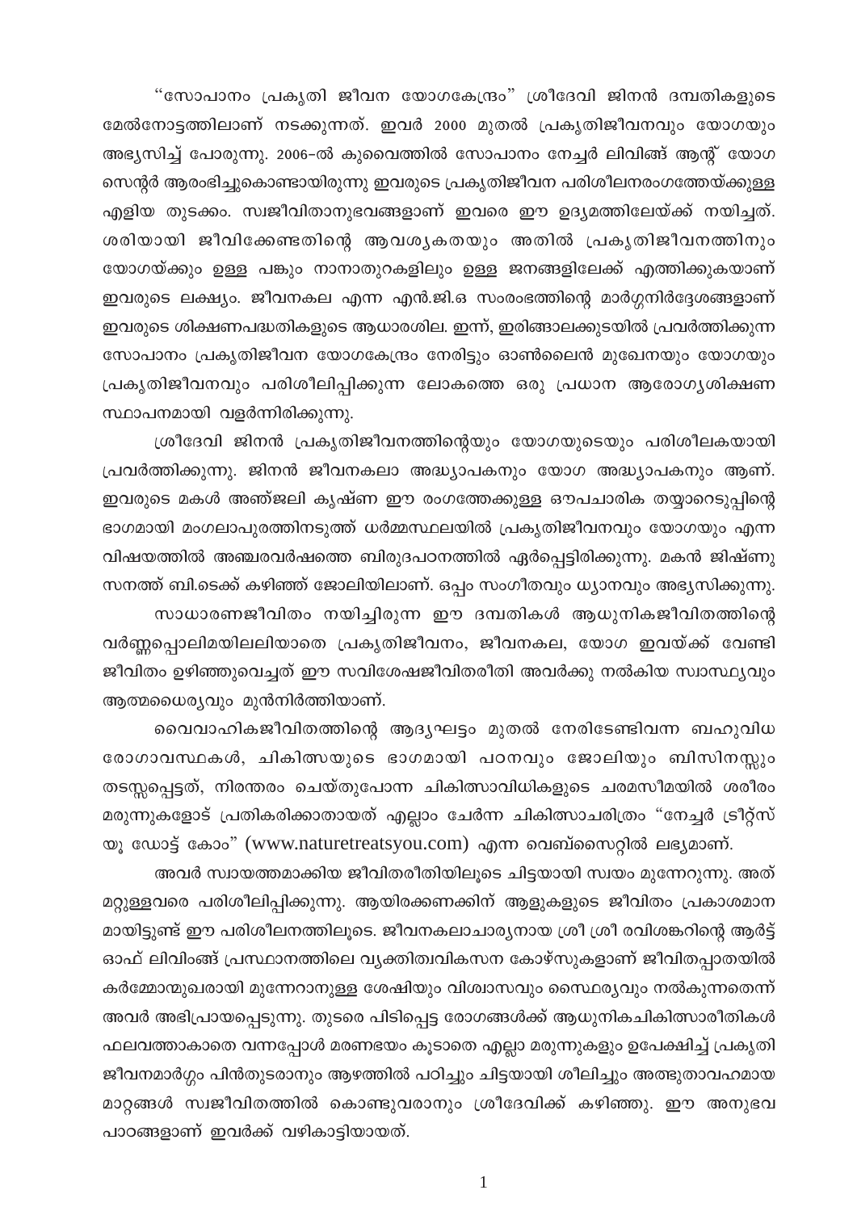"സോപാനം പ്രകൃതി ജീവന യോഗകേന്ദ്രം" ശ്രീദേവി ജിനൻ ദമ്പതികളുടെ മേൽനോട്ടത്തിലാണ് നടക്കുന്നത്. ഇവർ 2000 മുതൽ പ്രകൃതിജീവനവും യോഗയും അഭ്യസിച്ച് പോരുന്നു. 2006–ൽ കുവൈത്തിൽ സോപാനം നേച്ചർ ലിവിങ്ങ് ആന്റ് യോഗ സെന്റർ ആരംഭിച്ചുകൊണ്ടായിരുന്നു ഇവരുടെ പ്രകൃതിജീവന പരിശീലനരംഗത്തേയ്ക്കുള്ള എളിയ തുടക്കം. സ്വജീവിതാനുഭവങ്ങളാണ് ഇവരെ ഈ ഉദ്യമത്തിലേയ്ക്ക് നയിച്ചത്. ശരിയായി ജീവിക്കേണ്ടതിന്റെ ആവശ്യകതയും അതിൽ പ്രകൃതിജീവനത്തിനും യോഗയ്ക്കും ഉള്ള പങ്കും നാനാതുറകളിലും ഉള്ള ജനങ്ങളിലേക്ക് എത്തിക്കുകയാണ് ഇവരുടെ ലക്ഷ്യം. ജീവനകല എന്ന എൻ.ജി.ഒ സംരംഭത്തിന്റെ മാർഗ്ഗനിർദ്ദേശങ്ങളാണ് ഇവരുടെ ശിക്ഷണപദ്ധതികളുടെ ആധാരശില. ഇന്ന്, ഇരിങ്ങാലക്കുടയിൽ പ്രവർത്തിക്കുന്ന സോപാനം പ്രകൃതിജീവന യോഗകേന്ദ്രം നേരിട്ടും ഓൺലൈൻ മുഖേനയും യോഗയും പ്രകൃതിജീവനവും പരിശീലിപ്പിക്കുന്ന ലോകത്തെ ഒരു പ്രധാന ആരോഗ്യശിക്ഷണ സ്ഥാപനമായി വളർന്നിരിക്കുന്നു.

ശ്രീദേവി ജിനൻ പ്രകൃതിജീവനത്തിന്റെയും യോഗയുടെയും പരിശീലകയായി പ്രവർത്തിക്കുന്നു. ജിനൻ ജീവനകലാ അദ്ധ്യാപകനും യോഗ അദ്ധ്യാപകനും ആണ്. ഇവരുടെ മകൾ അഞ്ജലി കൃഷ്ണ ഈ രംഗത്തേക്കുള്ള ഔപചാരിക തയ്യാറെടുപ്പിന്റെ ഭാഗമായി മംഗലാപുരത്തിനടുത്ത് ധർമ്മസ്ഥലയിൽ പ്രകൃതിജീവനവും യോഗയും എന്ന വിഷയത്തിൽ അഞ്ചരവർഷത്തെ ബിരുദപഠനത്തിൽ ഏർപ്പെട്ടിരിക്കുന്നു. മകൻ ജിഷ്ണു സനത്ത് ബി.ടെക്ക് കഴിഞ്ഞ് ജോലിയിലാണ്. ഒപ്പം സംഗീതവും ധ്യാനവും അഭ്യസിക്കുന്നു.

സാധാരണജീവിതം നയിച്ചിരുന്ന ഈ ദമ്പതികൾ ആധുനികജീവിതത്തിന്റെ വർണ്ണപ്പൊലിമയിലലിയാതെ പ്രകൃതിജീവനം, ജീവനകല, യോഗ ഇവയ്ക്ക് വേണ്ടി ജീവിതം ഉഴിഞ്ഞുവെച്ചത് ഈ സവിശേഷജീവിതരീതി അവർക്കു നൽകിയ സ്വാസ്ഥ്യവും ആത്മധൈര്യവും മുൻനിർത്തിയാണ്.

വൈവാഹികജീവിതത്തിന്റെ ആദ്യഘട്ടം മുതൽ നേരിടേണ്ടിവന്ന ബഹുവിധ രോഗാവസ്ഥകൾ, ചികിത്സയുടെ ഭാഗമായി പഠനവും ജോലിയും ബിസിനസ്സും തടസ്സപ്പെട്ടത്, നിരന്തരം ചെയ്തുപോന്ന ചികിത്സാവിധികളുടെ ചരമസീമയിൽ ശരീരം മരുന്നുകളോട് പ്രതികരിക്കാതായത് എല്ലാം ചേർന്ന ചികിത്സാചരിത്രം "നേച്ചർ ട്രീറ്റ്സ് യൂ ഡോട്ട് കോം" (www.naturetreatsyou.com) എന്ന വെബ്സൈറ്റിൽ ലഭ്യമാണ്.

അവർ സ്വായത്തമാക്കിയ ജീവിതരീതിയിലൂടെ ചിട്ടയായി സ്വയം മുന്നേറുന്നു. അത് മറ്റുള്ളവരെ പരിശീലിപ്പിക്കുന്നു. ആയിരക്കണക്കിന് ആളുകളുടെ ജീവിതം പ്രകാശമാനമായിട്ടുണ്ട് ഈ പരിശീലനത്തിലൂടെ. ജീവനകലാചാര്യനായ ശ്രീ ശ്രീ രവിശങ്കറിന്റെ ആർട്ട് ഓഫ് ലിവിംങ്ങ് പ്രസ്ഥാനത്തിലെ വ്യക്തിത്വവികസന കോഴ്സുകളാണ് ജീവിതപ്പാതയിൽ കർമ്മോന്മുഖരായി മുന്നേറാനുള്ള ശേഷിയും വിശ്വാസവും സ്ഥൈര്യവും നൽകുന്നതെന്ന് അവർ അഭിപ്രായപ്പെടുന്നു. തുടരെ പിടിപ്പെട്ട രോഗങ്ങൾക്ക് ആധുനികചികിത്സാരീതികൾ ഫലവത്താകാതെ വന്നപ്പോൾ മരണഭയം കൂടാതെ എല്ലാ മരുന്നുകളും ഉപേക്ഷിച്ച് പ്രകൃതി ജീവനമാർഗ്ഗം പിൻതുടരാനും ആഴത്തിൽ പഠിച്ചും ചിട്ടയായി ശീലിച്ചും അത്ഭുതാവഹമായ മാറ്റങ്ങൾ സ്വജീവിതത്തിൽ കൊണ്ടുവരാനും ശ്രീദേവിക്ക് കഴിഞ്ഞു. ഈ അനുഭവ പാഠങ്ങളാണ് ഇവർക്ക് വഴികാട്ടിയായത്.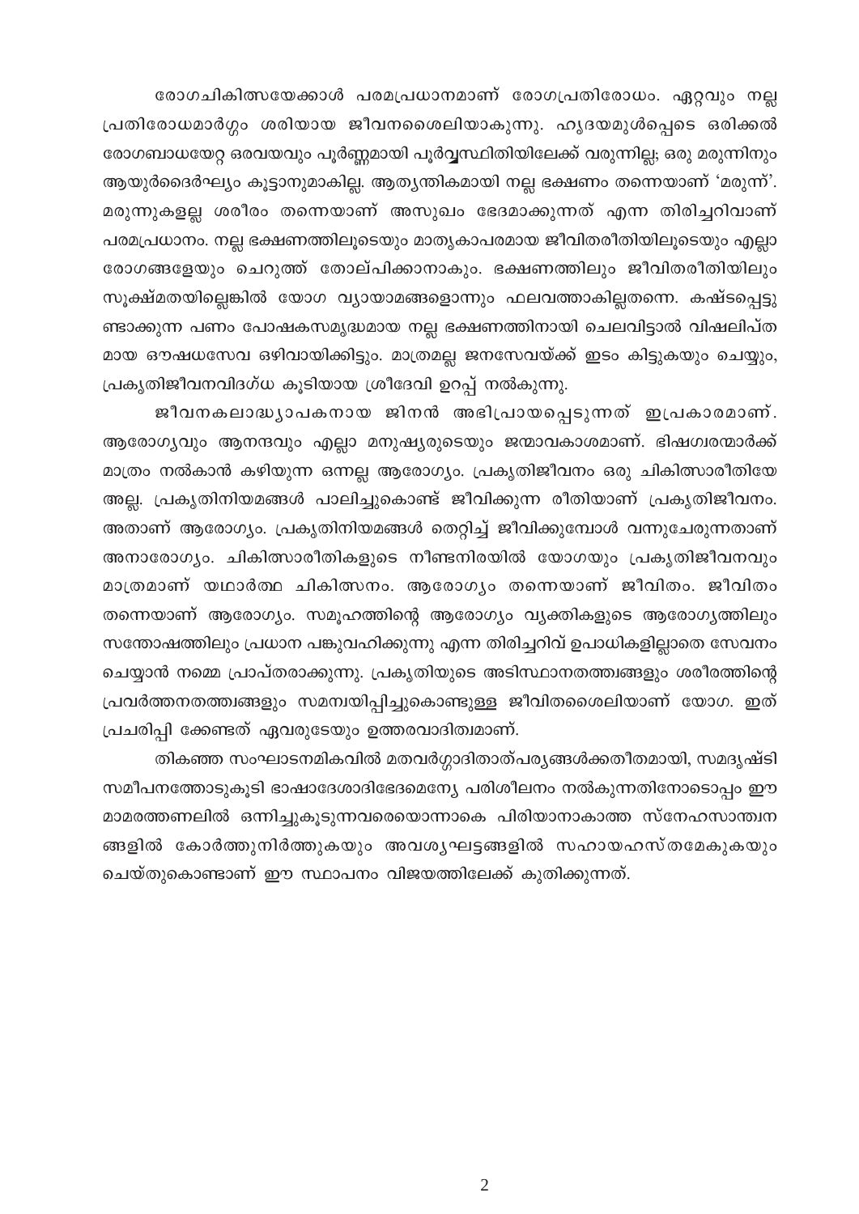രോഗചികിത്സയേക്കാൾ പരമപ്രധാനമാണ് രോഗപ്രതിരോധം. ഏറ്റവും നല്ല പ്രതിരോധമാർഗ്ഗം ശരിയായ ജീവനശൈലിയാകുന്നു. ഹൃദയമുൾപ്പെടെ ഒരിക്കൽ രോഗബാധയേറ്റ ഒരവയവും പൂർണ്ണമായി പൂർവ്വസ്ഥിതിയിലേക്ക് വരുന്നില്ല; ഒരു മരുന്നിനും ആയുർദൈർഘ്യം കൂട്ടാനുമാകില്ല. ആത്യന്തികമായി നല്ല ഭക്ഷണം തന്നെയാണ് 'മരുന്ന്'. മരുന്നുകളല്ല ശരീരം തന്നെയാണ് അസുഖം ഭേദമാക്കുന്നത് എന്ന തിരിച്ചറിവാണ് പരമപ്രധാനം. നല്ല ഭക്ഷണത്തിലൂടെയും മാതൃകാപരമായ ജീവിതരീതിയിലൂടെയും എല്ലാ രോഗങ്ങളേയും ചെറുത്ത് തോല്പിക്കാനാകും. ഭക്ഷണത്തിലും ജീവിതരീതിയിലും സൂക്ഷ്മതയില്ലെങ്കിൽ യോഗ വ്യായാമങ്ങളൊന്നും ഫലവത്താകില്ലതന്നെ. കഷ്ടപ്പെട്ടുണ്ടാക്കുന്ന പണം പോഷകസമൃദ്ധമായ നല്ല ഭക്ഷണത്തിനായി ചെലവിട്ടാൽ വിഷലിപ്തമായ ഔഷധസേവ ഒഴിവായിക്കിട്ടും. മാത്രമല്ല ജനസേവയ്ക്ക് ഇടം കിട്ടുകയും ചെയ്യും, പ്രകൃതിജീവനവിദഗ്ധ കൂടിയായ ശ്രീദേവി ഉറപ്പ് നൽകുന്നു.

ജീവനകലാദ്ധ്യാപകനായ ജിനൻ അഭിപ്രായപ്പെടുന്നത് ഇപ്രകാരമാണ്. ആരോഗ്യവും ആനന്ദവും എല്ലാ മനുഷ്യരുടെയും ജന്മാവകാശമാണ്. ഭിഷഗ്വരന്മാർക്ക് മാത്രം നൽകാൻ കഴിയുന്ന ഒന്നല്ല ആരോഗ്യം. പ്രകൃതിജീവനം ഒരു ചികിത്സാരീതിയേ അല്ല. പ്രകൃതിനിയമങ്ങൾ പാലിച്ചുകൊണ്ട് ജീവിക്കുന്ന രീതിയാണ് പ്രകൃതിജീവനം. അതാണ് ആരോഗ്യം. പ്രകൃതിനിയമങ്ങൾ തെറ്റിച്ച് ജീവിക്കുമ്പോൾ വന്നുചേരുന്നതാണ് അനാരോഗ്യം. ചികിത്സാരീതികളുടെ നീണ്ടനിരയിൽ യോഗയും പ്രകൃതിജീവനവും മാത്രമാണ് യഥാർത്ഥ ചികിത്സനം. ആരോഗ്യം തന്നെയാണ് ജീവിതം. ജീവിതം തന്നെയാണ് ആരോഗ്യം. സമൂഹത്തിന്റെ ആരോഗ്യം വ്യക്തികളുടെ ആരോഗ്യത്തിലും സന്തോഷത്തിലും പ്രധാന പങ്കുവഹിക്കുന്നു എന്ന തിരിച്ചറിവ് ഉപാധികളില്ലാതെ സേവനം ചെയ്യാൻ നമ്മെ പ്രാപ്തരാക്കുന്നു. പ്രകൃതിയുടെ അടിസ്ഥാനതത്ത്വങ്ങളും ശരീരത്തിന്റെ പ്രവർത്തനതത്ത്വങ്ങളും സമന്വയിപ്പിച്ചുകൊണ്ടുള്ള ജീവിതശൈലിയാണ് യോഗ. ഇത് പ്രചരിപ്പി ക്കേണ്ടത് ഏവരുടേയും ഉത്തരവാദിത്വമാണ്.

തികഞ്ഞ സംഘാടനമികവിൽ മതവർഗ്ഗാദിതാത്പര്യങ്ങൾക്കതീതമായി, സമദൃഷ്ടി സമീപനത്തോടുകൂടി ഭാഷാദേശാദിഭേദമെന്യേ പരിശീലനം നൽകുന്നതിനോടൊപ്പം ഈ മാമരത്തണലിൽ ഒന്നിച്ചുകൂടുന്നവരെയൊന്നാകെ പിരിയാനാകാത്ത സ്നേഹസാന്ത്വനങ്ങളിൽ കോർത്തുനിർത്തുകയും അവശ്യഘട്ടങ്ങളിൽ സഹായഹസ്തമേകുകയും ചെയ്തുകൊണ്ടാണ് ഈ സ്ഥാപനം വിജയത്തിലേക്ക് കുതിക്കുന്നത്.